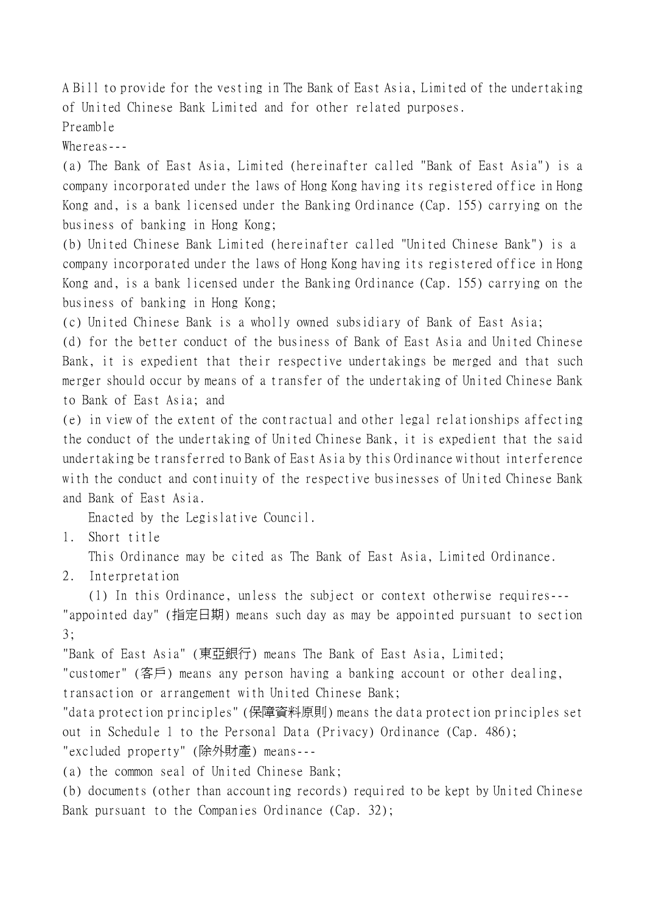A Bill to provide for the vesting in The Bank of East Asia, Limited of the undertaking of United Chinese Bank Limited and for other related purposes.

Preamble

Whereas---

(a) The Bank of East Asia, Limited (hereinafter called "Bank of East Asia") is a company incorporated under the laws of Hong Kong having its registered office in Hong Kong and, is a bank licensed under the Banking Ordinance (Cap. 155) carrying on the business of banking in Hong Kong;

(b) United Chinese Bank Limited (hereinafter called "United Chinese Bank") is a company incorporated under the laws of Hong Kong having its registered office in Hong Kong and, is a bank licensed under the Banking Ordinance (Cap. 155) carrying on the business of banking in Hong Kong;

(c) United Chinese Bank is a wholly owned subsidiary of Bank of East Asia;

(d) for the better conduct of the business of Bank of East Asia and United Chinese Bank, it is expedient that their respective undertakings be merged and that such merger should occur by means of a transfer of the undertaking of United Chinese Bank to Bank of East Asia; and

(e) in view of the extent of the contractual and other legal relationships affecting the conduct of the undertaking of United Chinese Bank, it is expedient that the said undertaking be transferred to Bank of East Asia by this Ordinance without interference with the conduct and continuity of the respective businesses of United Chinese Bank and Bank of East Asia.

Enacted by the Legislative Council.

## 1. Short title

This Ordinance may be cited as The Bank of East Asia, Limited Ordinance.

## 2. Interpretation

(1) In this Ordinance, unless the subject or context otherwise requires---

"appointed day" (指定日期) means such day as may be appointed pursuant to section 3;

"Bank of East Asia" (東亞銀行) means The Bank of East Asia, Limited;

"customer" (客戶) means any person having a banking account or other dealing, transaction or arrangement with United Chinese Bank;

"data protection principles" (保障資料原則) means the data protection principles set out in Schedule 1 to the Personal Data (Privacy) Ordinance (Cap. 486);

"excluded property" (除外財產) means---

(a) the common seal of United Chinese Bank;

(b) documents (other than accounting records) required to be kept by United Chinese Bank pursuant to the Companies Ordinance (Cap. 32);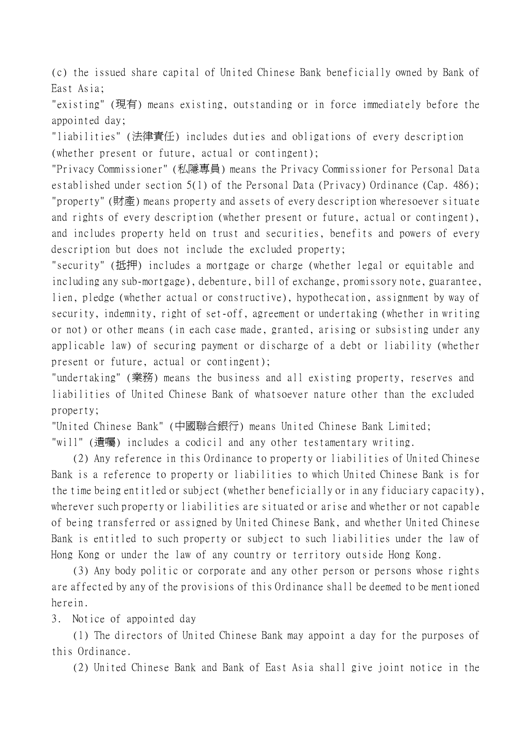(c) the issued share capital of United Chinese Bank beneficially owned by Bank of East Asia;

"existing" (現有) means existing, outstanding or in force immediately before the appointed day;

"liabilities" (法律責任) includes duties and obligations of every description (whether present or future, actual or contingent);

"Privacy Commissioner" (私隱專員) means the Privacy Commissioner for Personal Data established under section 5(1) of the Personal Data (Privacy) Ordinance (Cap. 486);

"property" (財產) means property and assets of every description wheresoever situate and rights of every description (whether present or future, actual or contingent), and includes property held on trust and securities, benefits and powers of every description but does not include the excluded property;

"security" (抵押) includes a mortgage or charge (whether legal or equitable and including any sub-mortgage), debenture, bill of exchange, promissory note, guarantee, lien, pledge (whether actual or constructive), hypothecation, assignment by way of security, indemnity, right of set-off, agreement or undertaking (whether in writing or not) or other means (in each case made, granted, arising or subsisting under any applicable law) of securing payment or discharge of a debt or liability (whether present or future, actual or contingent);

"undertaking" (業務) means the business and all existing property, reserves and liabilities of United Chinese Bank of whatsoever nature other than the excluded property;

"United Chinese Bank" (中國聯合銀行) means United Chinese Bank Limited;

"will" (遺囑) includes a codicil and any other testamentary writing.

(2) Any reference in this Ordinance to property or liabilities of United Chinese Bank is a reference to property or liabilities to which United Chinese Bank is for the time being entitled or subject (whether beneficially or in any fiduciary capacity), wherever such property or liabilities are situated or arise and whether or not capable of being transferred or assigned by United Chinese Bank, and whether United Chinese Bank is entitled to such property or subject to such liabilities under the law of Hong Kong or under the law of any country or territory outside Hong Kong.

(3) Any body politic or corporate and any other person or persons whose rights are affected by any of the provisions of this Ordinance shall be deemed to be mentioned herein.

3. Notice of appointed day

(1) The directors of United Chinese Bank may appoint a day for the purposes of this Ordinance.

(2) United Chinese Bank and Bank of East Asia shall give joint notice in the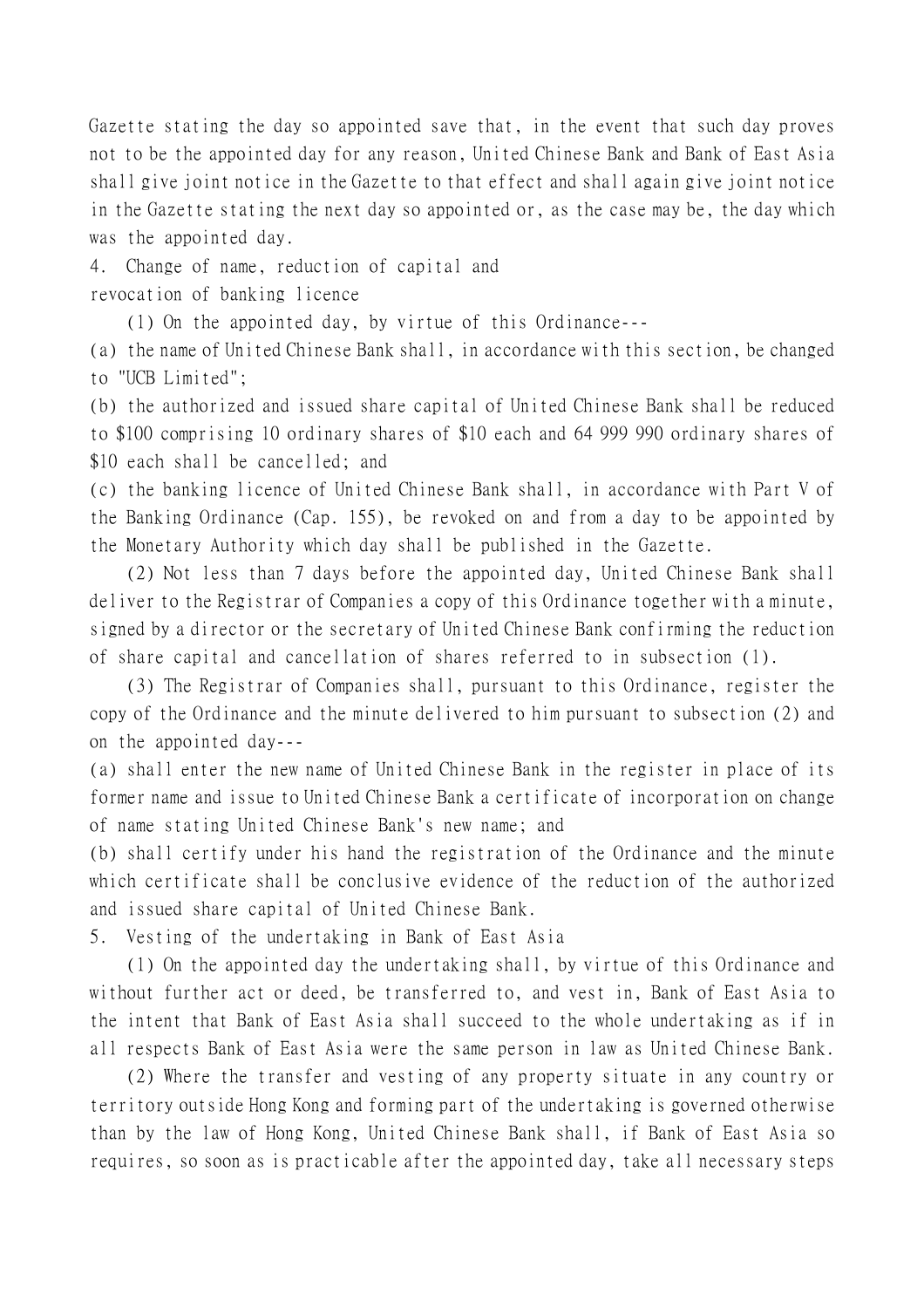Gazette stating the day so appointed save that, in the event that such day proves not to be the appointed day for any reason, United Chinese Bank and Bank of East Asia shall give joint notice in the Gazette to that effect and shall again give joint notice in the Gazette stating the next day so appointed or, as the case may be, the day which was the appointed day.

### 4. Change of name, reduction of capital and revocation of banking licence

(1) On the appointed day, by virtue of this Ordinance---

(a) the name of United Chinese Bank shall, in accordance with this section, be changed to "UCB Limited";

(b) the authorized and issued share capital of United Chinese Bank shall be reduced to $100 comprising 10 ordinary shares of $10 each and 64 999 990 ordinary shares of $10 each shall be cancelled; and

(c) the banking licence of United Chinese Bank shall, in accordance with Part V of the Banking Ordinance (Cap. 155), be revoked on and from a day to be appointed by the Monetary Authority which day shall be published in the Gazette.

(2) Not less than 7 days before the appointed day, United Chinese Bank shall deliver to the Registrar of Companies a copy of this Ordinance together with a minute, signed by a director or the secretary of United Chinese Bank confirming the reduction of share capital and cancellation of shares referred to in subsection (1).

(3) The Registrar of Companies shall, pursuant to this Ordinance, register the copy of the Ordinance and the minute delivered to him pursuant to subsection (2) and on the appointed day---

(a) shall enter the new name of United Chinese Bank in the register in place of its former name and issue to United Chinese Bank a certificate of incorporation on change of name stating United Chinese Bank's new name; and

(b) shall certify under his hand the registration of the Ordinance and the minute which certificate shall be conclusive evidence of the reduction of the authorized and issued share capital of United Chinese Bank.

### 5. Vesting of the undertaking in Bank of East Asia

(1) On the appointed day the undertaking shall, by virtue of this Ordinance and without further act or deed, be transferred to, and vest in, Bank of East Asia to the intent that Bank of East Asia shall succeed to the whole undertaking as if in all respects Bank of East Asia were the same person in law as United Chinese Bank.

(2) Where the transfer and vesting of any property situate in any country or territory outside Hong Kong and forming part of the undertaking is governed otherwise than by the law of Hong Kong, United Chinese Bank shall, if Bank of East Asia so requires, so soon as is practicable after the appointed day, take all necessary steps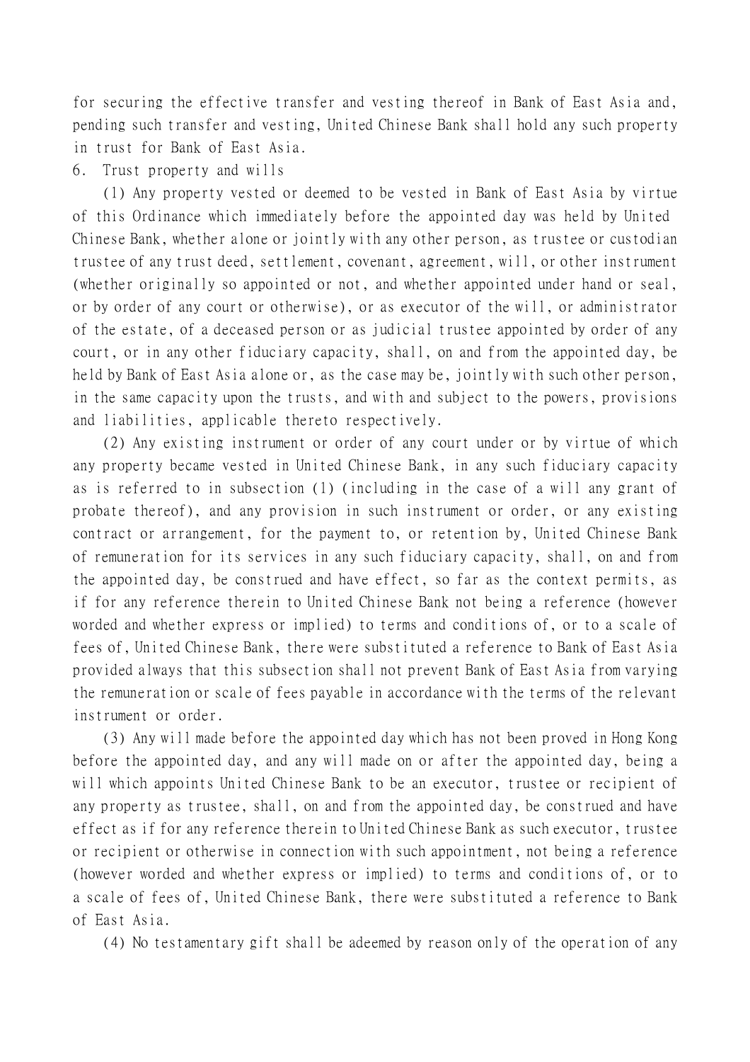for securing the effective transfer and vesting thereof in Bank of East Asia and, pending such transfer and vesting, United Chinese Bank shall hold any such property in trust for Bank of East Asia.

6. Trust property and wills

(1) Any property vested or deemed to be vested in Bank of East Asia by virtue of this Ordinance which immediately before the appointed day was held by United Chinese Bank, whether alone or jointly with any other person, as trustee or custodian trustee of any trust deed, settlement, covenant, agreement, will, or other instrument (whether originally so appointed or not, and whether appointed under hand or seal, or by order of any court or otherwise), or as executor of the will, or administrator of the estate, of a deceased person or as judicial trustee appointed by order of any court, or in any other fiduciary capacity, shall, on and from the appointed day, be held by Bank of East Asia alone or, as the case may be, jointly with such other person, in the same capacity upon the trusts, and with and subject to the powers, provisions and liabilities, applicable thereto respectively.

(2) Any existing instrument or order of any court under or by virtue of which any property became vested in United Chinese Bank, in any such fiduciary capacity as is referred to in subsection (1) (including in the case of a will any grant of probate thereof), and any provision in such instrument or order, or any existing contract or arrangement, for the payment to, or retention by, United Chinese Bank of remuneration for its services in any such fiduciary capacity, shall, on and from the appointed day, be construed and have effect, so far as the context permits, as if for any reference therein to United Chinese Bank not being a reference (however worded and whether express or implied) to terms and conditions of, or to a scale of fees of, United Chinese Bank, there were substituted a reference to Bank of East Asia provided always that this subsection shall not prevent Bank of East Asia from varying the remuneration or scale of fees payable in accordance with the terms of the relevant instrument or order.

(3) Any will made before the appointed day which has not been proved in Hong Kong before the appointed day, and any will made on or after the appointed day, being a will which appoints United Chinese Bank to be an executor, trustee or recipient of any property as trustee, shall, on and from the appointed day, be construed and have effect as if for any reference therein to United Chinese Bank as such executor, trustee or recipient or otherwise in connection with such appointment, not being a reference (however worded and whether express or implied) to terms and conditions of, or to a scale of fees of, United Chinese Bank, there were substituted a reference to Bank of East Asia.

(4) No testamentary gift shall be adeemed by reason only of the operation of any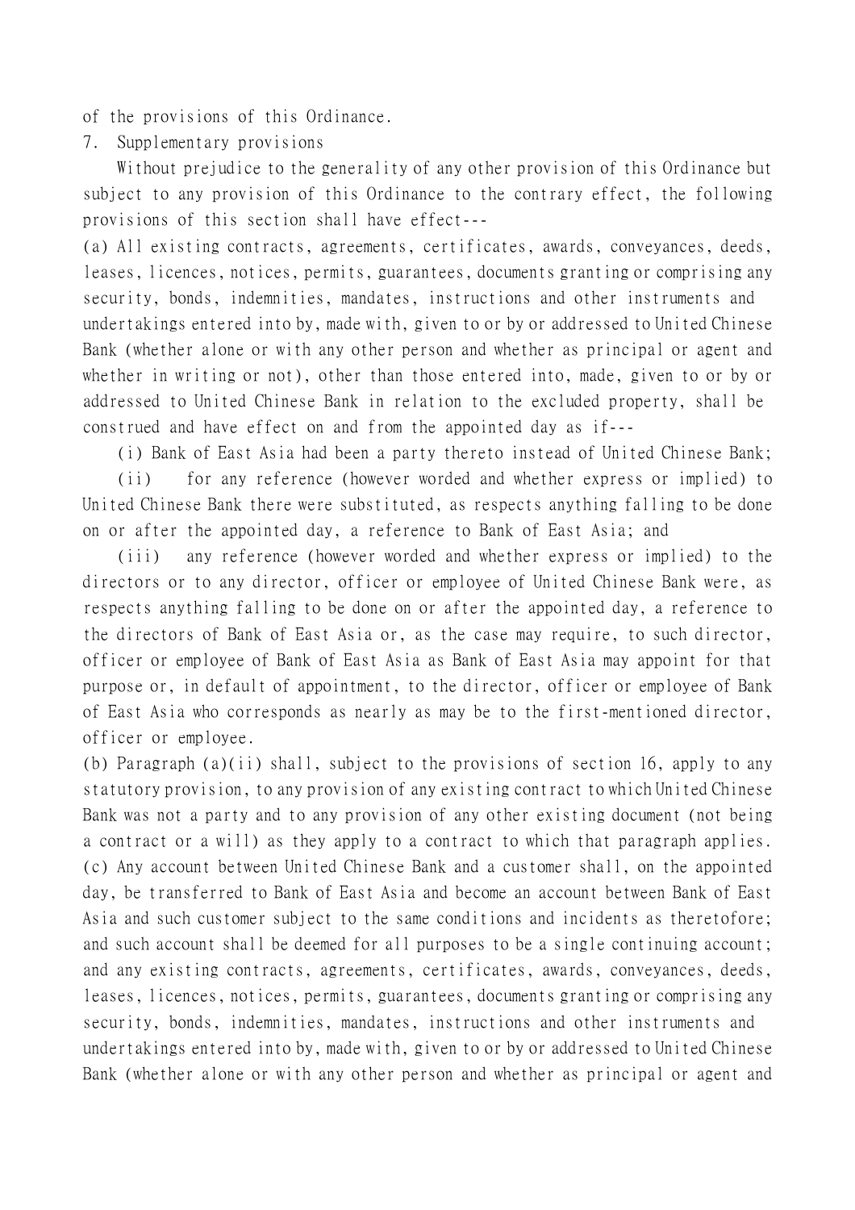of the provisions of this Ordinance.

7. Supplementary provisions

Without prejudice to the generality of any other provision of this Ordinance but subject to any provision of this Ordinance to the contrary effect, the following provisions of this section shall have effect---

(a) All existing contracts, agreements, certificates, awards, conveyances, deeds, leases, licences, notices, permits, guarantees, documents granting or comprising any security, bonds, indemnities, mandates, instructions and other instruments and undertakings entered into by, made with, given to or by or addressed to United Chinese Bank (whether alone or with any other person and whether as principal or agent and whether in writing or not), other than those entered into, made, given to or by or addressed to United Chinese Bank in relation to the excluded property, shall be construed and have effect on and from the appointed day as if---

(i) Bank of East Asia had been a party thereto instead of United Chinese Bank;

(ii) for any reference (however worded and whether express or implied) to United Chinese Bank there were substituted, as respects anything falling to be done on or after the appointed day, a reference to Bank of East Asia; and

(iii) any reference (however worded and whether express or implied) to the directors or to any director, officer or employee of United Chinese Bank were, as respects anything falling to be done on or after the appointed day, a reference to the directors of Bank of East Asia or, as the case may require, to such director, officer or employee of Bank of East Asia as Bank of East Asia may appoint for that purpose or, in default of appointment, to the director, officer or employee of Bank of East Asia who corresponds as nearly as may be to the first-mentioned director, officer or employee.

(b) Paragraph (a)(ii) shall, subject to the provisions of section 16, apply to any statutory provision, to any provision of any existing contract to which United Chinese Bank was not a party and to any provision of any other existing document (not being a contract or a will) as they apply to a contract to which that paragraph applies.

(c) Any account between United Chinese Bank and a customer shall, on the appointed day, be transferred to Bank of East Asia and become an account between Bank of East Asia and such customer subject to the same conditions and incidents as theretofore; and such account shall be deemed for all purposes to be a single continuing account; and any existing contracts, agreements, certificates, awards, conveyances, deeds, leases, licences, notices, permits, guarantees, documents granting or comprising any security, bonds, indemnities, mandates, instructions and other instruments and undertakings entered into by, made with, given to or by or addressed to United Chinese Bank (whether alone or with any other person and whether as principal or agent and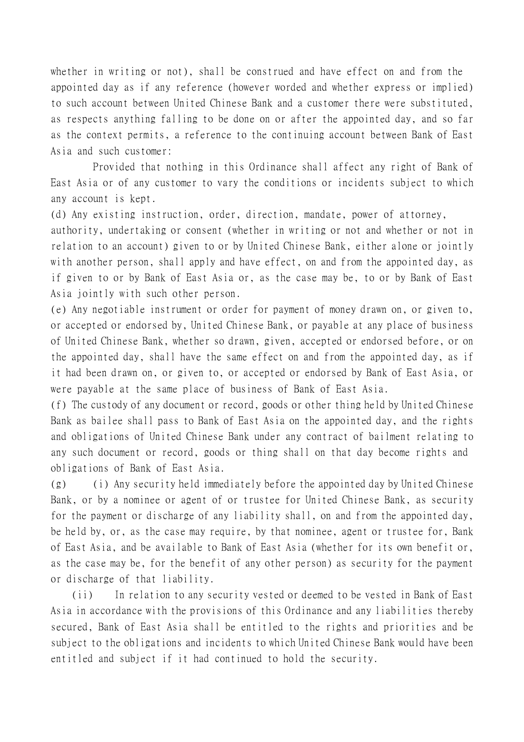whether in writing or not), shall be construed and have effect on and from the appointed day as if any reference (however worded and whether express or implied) to such account between United Chinese Bank and a customer there were substituted, as respects anything falling to be done on or after the appointed day, and so far as the context permits, a reference to the continuing account between Bank of East Asia and such customer:

Provided that nothing in this Ordinance shall affect any right of Bank of East Asia or of any customer to vary the conditions or incidents subject to which any account is kept.

(d) Any existing instruction, order, direction, mandate, power of attorney, authority, undertaking or consent (whether in writing or not and whether or not in relation to an account) given to or by United Chinese Bank, either alone or jointly with another person, shall apply and have effect, on and from the appointed day, as if given to or by Bank of East Asia or, as the case may be, to or by Bank of East Asia jointly with such other person.

(e) Any negotiable instrument or order for payment of money drawn on, or given to, or accepted or endorsed by, United Chinese Bank, or payable at any place of business of United Chinese Bank, whether so drawn, given, accepted or endorsed before, or on the appointed day, shall have the same effect on and from the appointed day, as if it had been drawn on, or given to, or accepted or endorsed by Bank of East Asia, or were payable at the same place of business of Bank of East Asia.

(f) The custody of any document or record, goods or other thing held by United Chinese Bank as bailee shall pass to Bank of East Asia on the appointed day, and the rights and obligations of United Chinese Bank under any contract of bailment relating to any such document or record, goods or thing shall on that day become rights and obligations of Bank of East Asia.

(g) (i) Any security held immediately before the appointed day by United Chinese Bank, or by a nominee or agent of or trustee for United Chinese Bank, as security for the payment or discharge of any liability shall, on and from the appointed day, be held by, or, as the case may require, by that nominee, agent or trustee for, Bank of East Asia, and be available to Bank of East Asia (whether for its own benefit or, as the case may be, for the benefit of any other person) as security for the payment or discharge of that liability.

(ii) In relation to any security vested or deemed to be vested in Bank of East Asia in accordance with the provisions of this Ordinance and any liabilities thereby secured, Bank of East Asia shall be entitled to the rights and priorities and be subject to the obligations and incidents to which United Chinese Bank would have been entitled and subject if it had continued to hold the security.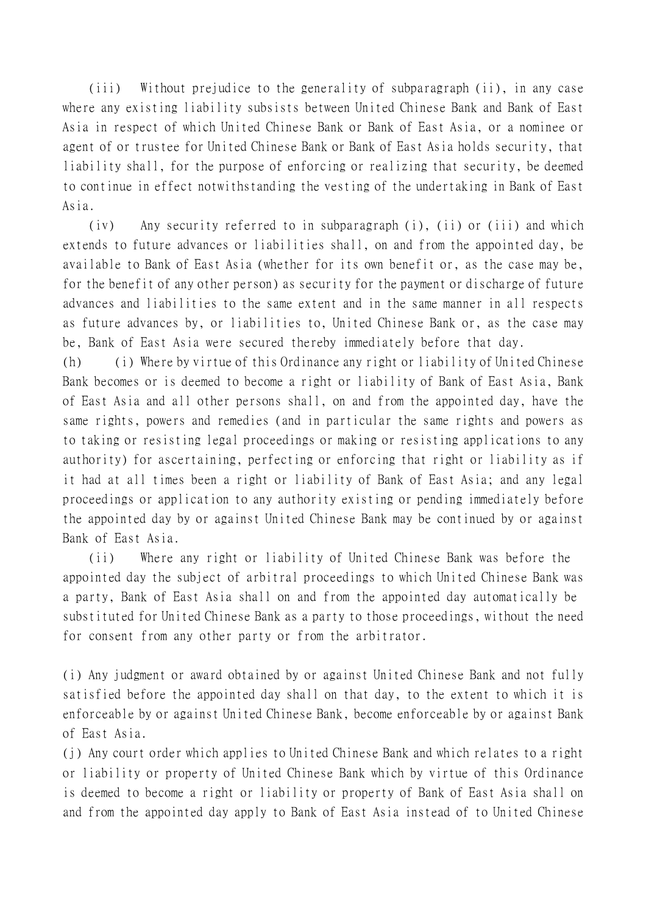(iii) Without prejudice to the generality of subparagraph (ii), in any case where any existing liability subsists between United Chinese Bank and Bank of East Asia in respect of which United Chinese Bank or Bank of East Asia, or a nominee or agent of or trustee for United Chinese Bank or Bank of East Asia holds security, that liability shall, for the purpose of enforcing or realizing that security, be deemed to continue in effect notwithstanding the vesting of the undertaking in Bank of East Asia.

(iv) Any security referred to in subparagraph (i), (ii) or (iii) and which extends to future advances or liabilities shall, on and from the appointed day, be available to Bank of East Asia (whether for its own benefit or, as the case may be, for the benefit of any other person) as security for the payment or discharge of future advances and liabilities to the same extent and in the same manner in all respects as future advances by, or liabilities to, United Chinese Bank or, as the case may be, Bank of East Asia were secured thereby immediately before that day.

(h) (i) Where by virtue of this Ordinance any right or liability of United Chinese Bank becomes or is deemed to become a right or liability of Bank of East Asia, Bank of East Asia and all other persons shall, on and from the appointed day, have the same rights, powers and remedies (and in particular the same rights and powers as to taking or resisting legal proceedings or making or resisting applications to any authority) for ascertaining, perfecting or enforcing that right or liability as if it had at all times been a right or liability of Bank of East Asia; and any legal proceedings or application to any authority existing or pending immediately before the appointed day by or against United Chinese Bank may be continued by or against Bank of East Asia.

(ii) Where any right or liability of United Chinese Bank was before the appointed day the subject of arbitral proceedings to which United Chinese Bank was a party, Bank of East Asia shall on and from the appointed day automatically be substituted for United Chinese Bank as a party to those proceedings, without the need for consent from any other party or from the arbitrator.

(i) Any judgment or award obtained by or against United Chinese Bank and not fully satisfied before the appointed day shall on that day, to the extent to which it is enforceable by or against United Chinese Bank, become enforceable by or against Bank of East Asia.

(j) Any court order which applies to United Chinese Bank and which relates to a right or liability or property of United Chinese Bank which by virtue of this Ordinance is deemed to become a right or liability or property of Bank of East Asia shall on and from the appointed day apply to Bank of East Asia instead of to United Chinese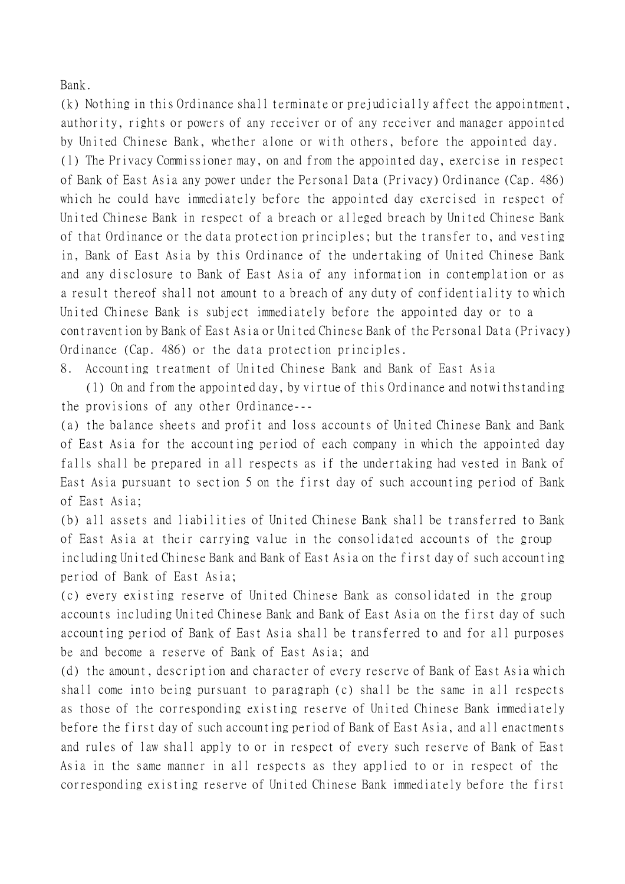Bank.

(k) Nothing in this Ordinance shall terminate or prejudicially affect the appointment, authority, rights or powers of any receiver or of any receiver and manager appointed by United Chinese Bank, whether alone or with others, before the appointed day.

(l) The Privacy Commissioner may, on and from the appointed day, exercise in respect of Bank of East Asia any power under the Personal Data (Privacy) Ordinance (Cap. 486) which he could have immediately before the appointed day exercised in respect of United Chinese Bank in respect of a breach or alleged breach by United Chinese Bank of that Ordinance or the data protection principles; but the transfer to, and vesting in, Bank of East Asia by this Ordinance of the undertaking of United Chinese Bank and any disclosure to Bank of East Asia of any information in contemplation or as a result thereof shall not amount to a breach of any duty of confidentiality to which United Chinese Bank is subject immediately before the appointed day or to a contravention by Bank of East Asia or United Chinese Bank of the Personal Data (Privacy) Ordinance (Cap. 486) or the data protection principles.

8. Accounting treatment of United Chinese Bank and Bank of East Asia

(1) On and from the appointed day, by virtue of this Ordinance and notwithstanding the provisions of any other Ordinance---

(a) the balance sheets and profit and loss accounts of United Chinese Bank and Bank of East Asia for the accounting period of each company in which the appointed day falls shall be prepared in all respects as if the undertaking had vested in Bank of East Asia pursuant to section 5 on the first day of such accounting period of Bank of East Asia;

(b) all assets and liabilities of United Chinese Bank shall be transferred to Bank of East Asia at their carrying value in the consolidated accounts of the group including United Chinese Bank and Bank of East Asia on the first day of such accounting period of Bank of East Asia;

(c) every existing reserve of United Chinese Bank as consolidated in the group accounts including United Chinese Bank and Bank of East Asia on the first day of such accounting period of Bank of East Asia shall be transferred to and for all purposes be and become a reserve of Bank of East Asia; and

(d) the amount, description and character of every reserve of Bank of East Asia which shall come into being pursuant to paragraph (c) shall be the same in all respects as those of the corresponding existing reserve of United Chinese Bank immediately before the first day of such accounting period of Bank of East Asia, and all enactments and rules of law shall apply to or in respect of every such reserve of Bank of East Asia in the same manner in all respects as they applied to or in respect of the corresponding existing reserve of United Chinese Bank immediately before the first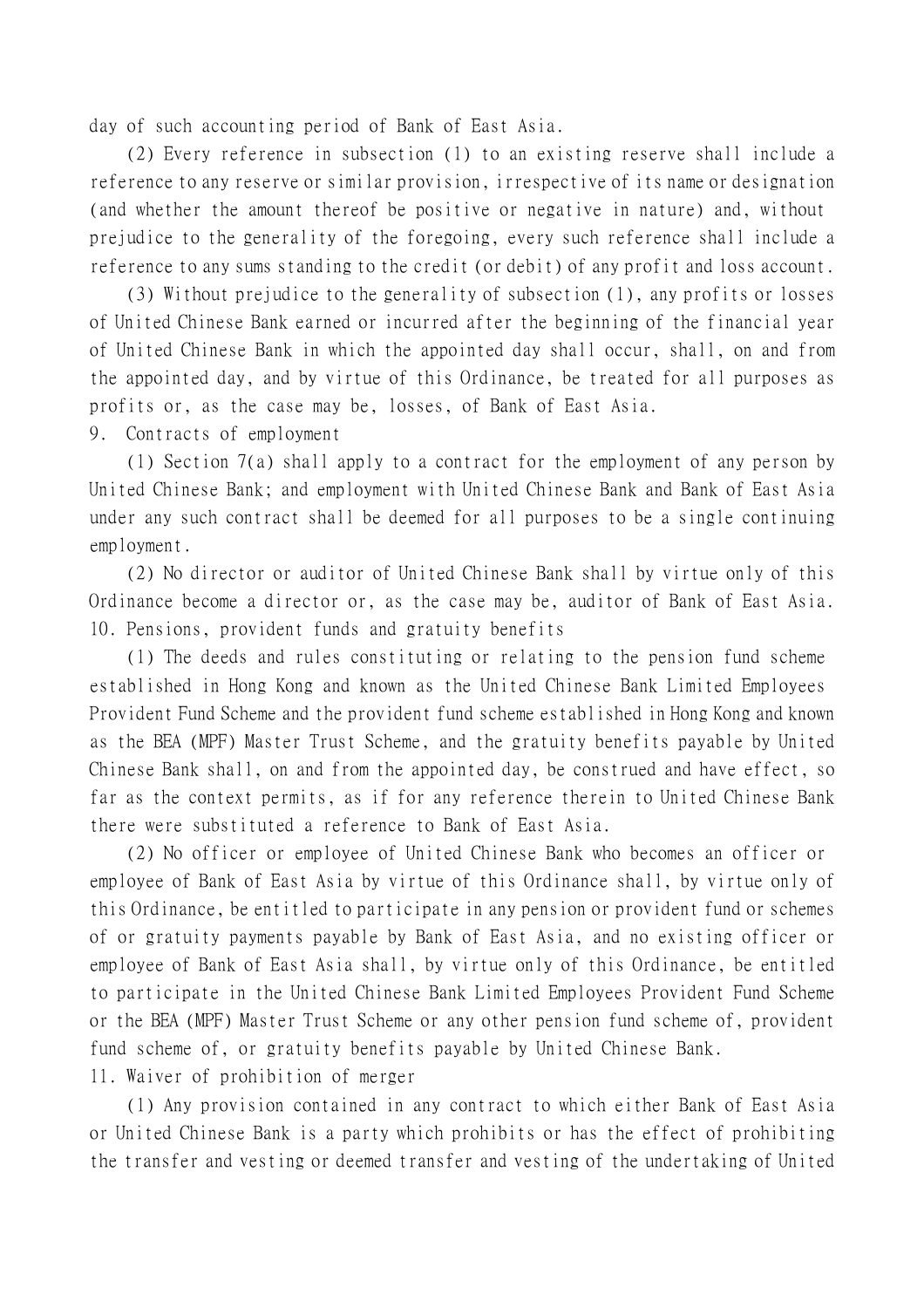day of such accounting period of Bank of East Asia.

(2) Every reference in subsection (1) to an existing reserve shall include a reference to any reserve or similar provision, irrespective of its name or designation (and whether the amount thereof be positive or negative in nature) and, without prejudice to the generality of the foregoing, every such reference shall include a reference to any sums standing to the credit (or debit) of any profit and loss account.

(3) Without prejudice to the generality of subsection (1), any profits or losses of United Chinese Bank earned or incurred after the beginning of the financial year of United Chinese Bank in which the appointed day shall occur, shall, on and from the appointed day, and by virtue of this Ordinance, be treated for all purposes as profits or, as the case may be, losses, of Bank of East Asia.

9. Contracts of employment

(1) Section 7(a) shall apply to a contract for the employment of any person by United Chinese Bank; and employment with United Chinese Bank and Bank of East Asia under any such contract shall be deemed for all purposes to be a single continuing employment.

(2) No director or auditor of United Chinese Bank shall by virtue only of this Ordinance become a director or, as the case may be, auditor of Bank of East Asia.

10. Pensions, provident funds and gratuity benefits

(1) The deeds and rules constituting or relating to the pension fund scheme established in Hong Kong and known as the United Chinese Bank Limited Employees Provident Fund Scheme and the provident fund scheme established in Hong Kong and known as the BEA (MPF) Master Trust Scheme, and the gratuity benefits payable by United Chinese Bank shall, on and from the appointed day, be construed and have effect, so far as the context permits, as if for any reference therein to United Chinese Bank there were substituted a reference to Bank of East Asia.

(2) No officer or employee of United Chinese Bank who becomes an officer or employee of Bank of East Asia by virtue of this Ordinance shall, by virtue only of this Ordinance, be entitled to participate in any pension or provident fund or schemes of or gratuity payments payable by Bank of East Asia, and no existing officer or employee of Bank of East Asia shall, by virtue only of this Ordinance, be entitled to participate in the United Chinese Bank Limited Employees Provident Fund Scheme or the BEA (MPF) Master Trust Scheme or any other pension fund scheme of, provident fund scheme of, or gratuity benefits payable by United Chinese Bank.

11. Waiver of prohibition of merger

(1) Any provision contained in any contract to which either Bank of East Asia or United Chinese Bank is a party which prohibits or has the effect of prohibiting the transfer and vesting or deemed transfer and vesting of the undertaking of United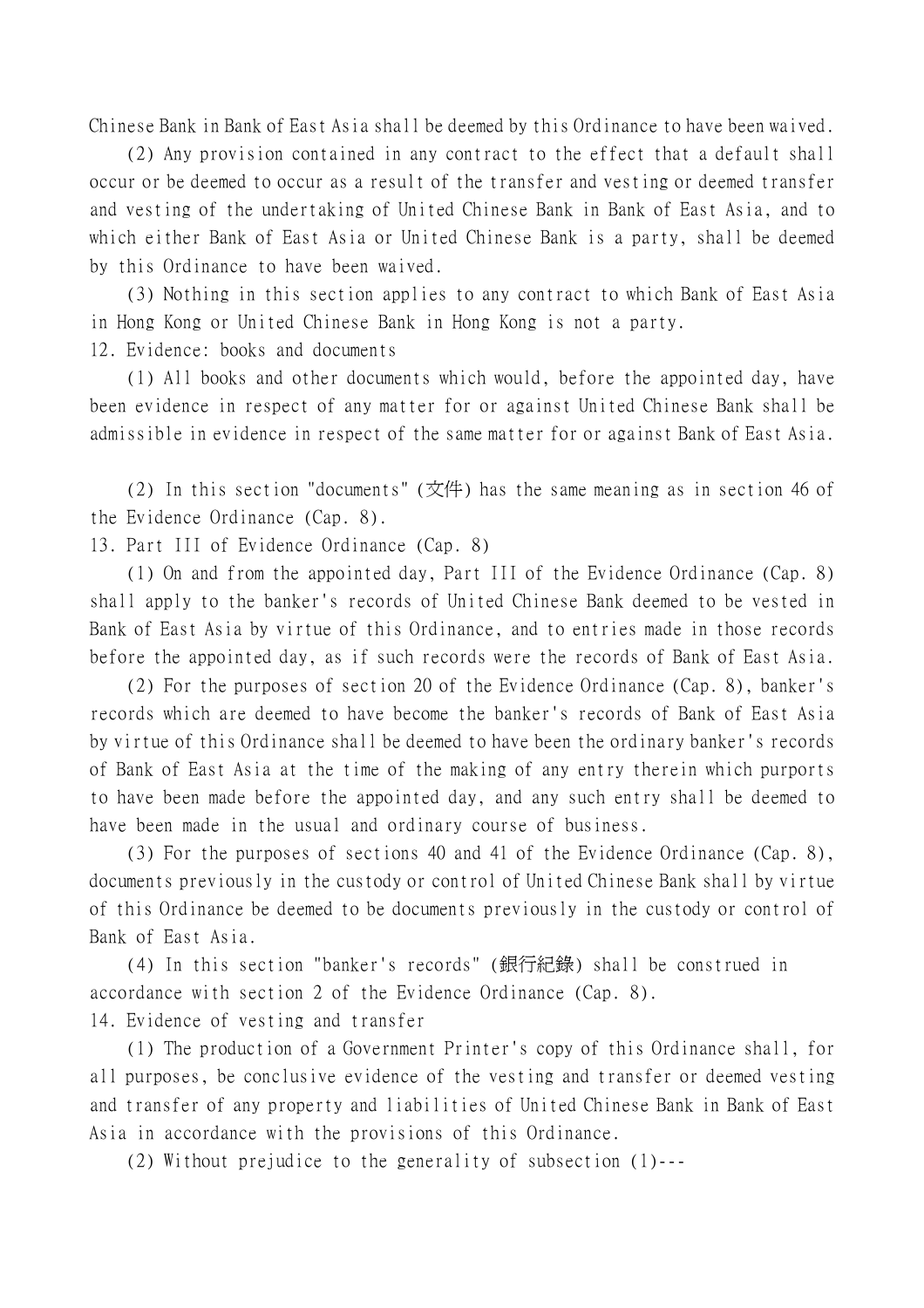Chinese Bank in Bank of East Asia shall be deemed by this Ordinance to have been waived.

(2) Any provision contained in any contract to the effect that a default shall occur or be deemed to occur as a result of the transfer and vesting or deemed transfer and vesting of the undertaking of United Chinese Bank in Bank of East Asia, and to which either Bank of East Asia or United Chinese Bank is a party, shall be deemed by this Ordinance to have been waived.

(3) Nothing in this section applies to any contract to which Bank of East Asia in Hong Kong or United Chinese Bank in Hong Kong is not a party.

12. Evidence: books and documents

(1) All books and other documents which would, before the appointed day, have been evidence in respect of any matter for or against United Chinese Bank shall be admissible in evidence in respect of the same matter for or against Bank of East Asia.

(2) In this section "documents" (文件) has the same meaning as in section 46 of the Evidence Ordinance (Cap. 8).

13. Part III of Evidence Ordinance (Cap. 8)

(1) On and from the appointed day, Part III of the Evidence Ordinance (Cap. 8) shall apply to the banker's records of United Chinese Bank deemed to be vested in Bank of East Asia by virtue of this Ordinance, and to entries made in those records before the appointed day, as if such records were the records of Bank of East Asia.

(2) For the purposes of section 20 of the Evidence Ordinance (Cap. 8), banker's records which are deemed to have become the banker's records of Bank of East Asia by virtue of this Ordinance shall be deemed to have been the ordinary banker's records of Bank of East Asia at the time of the making of any entry therein which purports to have been made before the appointed day, and any such entry shall be deemed to have been made in the usual and ordinary course of business.

(3) For the purposes of sections 40 and 41 of the Evidence Ordinance (Cap. 8), documents previously in the custody or control of United Chinese Bank shall by virtue of this Ordinance be deemed to be documents previously in the custody or control of Bank of East Asia.

(4) In this section "banker's records" (銀行紀錄) shall be construed in accordance with section 2 of the Evidence Ordinance (Cap. 8).

14. Evidence of vesting and transfer

(1) The production of a Government Printer's copy of this Ordinance shall, for all purposes, be conclusive evidence of the vesting and transfer or deemed vesting and transfer of any property and liabilities of United Chinese Bank in Bank of East Asia in accordance with the provisions of this Ordinance.

(2) Without prejudice to the generality of subsection (1)---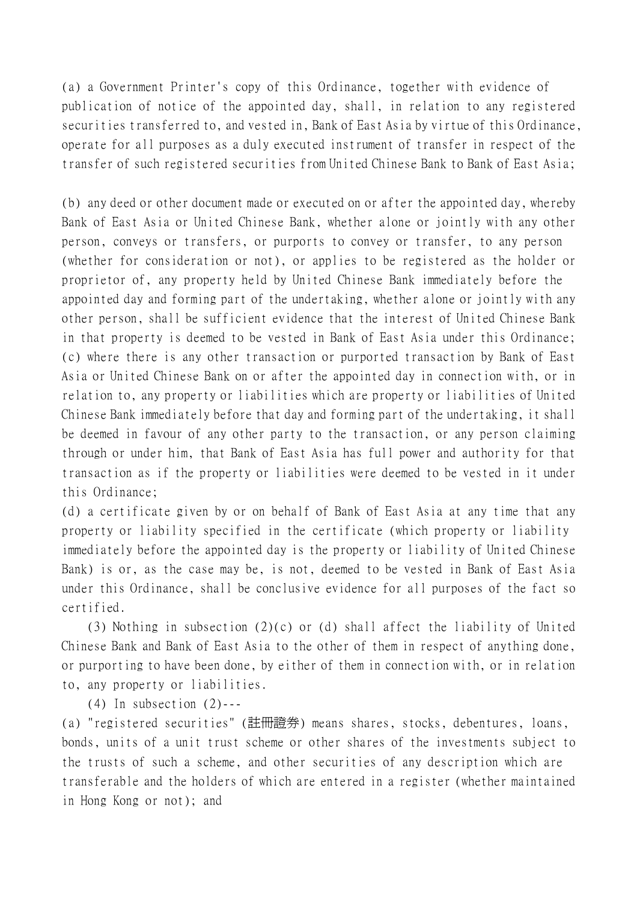(a) a Government Printer's copy of this Ordinance, together with evidence of publication of notice of the appointed day, shall, in relation to any registered securities transferred to, and vested in, Bank of East Asia by virtue of this Ordinance, operate for all purposes as a duly executed instrument of transfer in respect of the transfer of such registered securities from United Chinese Bank to Bank of East Asia;

(b) any deed or other document made or executed on or after the appointed day, whereby Bank of East Asia or United Chinese Bank, whether alone or jointly with any other person, conveys or transfers, or purports to convey or transfer, to any person (whether for consideration or not), or applies to be registered as the holder or proprietor of, any property held by United Chinese Bank immediately before the appointed day and forming part of the undertaking, whether alone or jointly with any other person, shall be sufficient evidence that the interest of United Chinese Bank in that property is deemed to be vested in Bank of East Asia under this Ordinance;

(c) where there is any other transaction or purported transaction by Bank of East Asia or United Chinese Bank on or after the appointed day in connection with, or in relation to, any property or liabilities which are property or liabilities of United Chinese Bank immediately before that day and forming part of the undertaking, it shall be deemed in favour of any other party to the transaction, or any person claiming through or under him, that Bank of East Asia has full power and authority for that transaction as if the property or liabilities were deemed to be vested in it under this Ordinance;

(d) a certificate given by or on behalf of Bank of East Asia at any time that any property or liability specified in the certificate (which property or liability immediately before the appointed day is the property or liability of United Chinese Bank) is or, as the case may be, is not, deemed to be vested in Bank of East Asia under this Ordinance, shall be conclusive evidence for all purposes of the fact so certified.

(3) Nothing in subsection (2)(c) or (d) shall affect the liability of United Chinese Bank and Bank of East Asia to the other of them in respect of anything done, or purporting to have been done, by either of them in connection with, or in relation to, any property or liabilities.

(4) In subsection (2)---

(a) "registered securities" (註冊證券) means shares, stocks, debentures, loans, bonds, units of a unit trust scheme or other shares of the investments subject to the trusts of such a scheme, and other securities of any description which are transferable and the holders of which are entered in a register (whether maintained in Hong Kong or not); and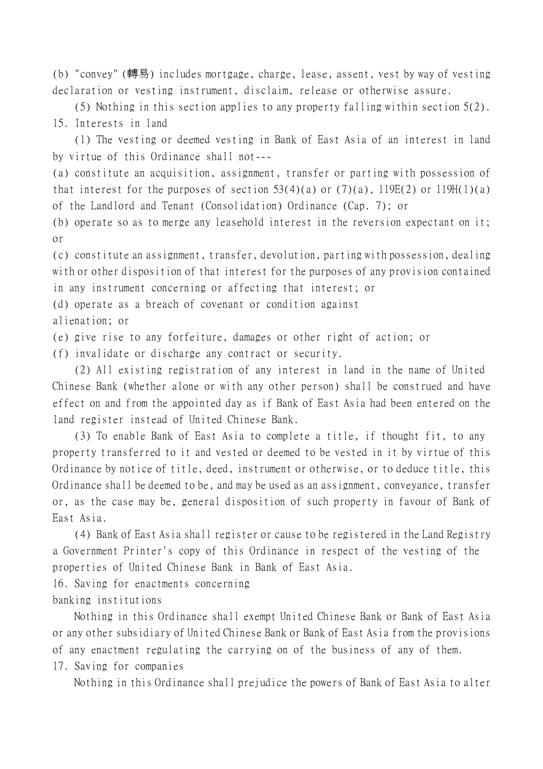(b) "convey" (轉易) includes mortgage, charge, lease, assent, vest by way of vesting declaration or vesting instrument, disclaim, release or otherwise assure.

(5) Nothing in this section applies to any property falling within section 5(2).

15. Interests in land

(1) The vesting or deemed vesting in Bank of East Asia of an interest in land by virtue of this Ordinance shall not---

(a) constitute an acquisition, assignment, transfer or parting with possession of that interest for the purposes of section 53(4)(a) or (7)(a), 119E(2) or 119H(1)(a) of the Landlord and Tenant (Consolidation) Ordinance (Cap. 7); or

(b) operate so as to merge any leasehold interest in the reversion expectant on it; or

(c) constitute an assignment, transfer, devolution, parting with possession, dealing with or other disposition of that interest for the purposes of any provision contained in any instrument concerning or affecting that interest; or

(d) operate as a breach of covenant or condition against alienation; or

(e) give rise to any forfeiture, damages or other right of action; or

(f) invalidate or discharge any contract or security.

(2) All existing registration of any interest in land in the name of United Chinese Bank (whether alone or with any other person) shall be construed and have effect on and from the appointed day as if Bank of East Asia had been entered on the land register instead of United Chinese Bank.

(3) To enable Bank of East Asia to complete a title, if thought fit, to any property transferred to it and vested or deemed to be vested in it by virtue of this Ordinance by notice of title, deed, instrument or otherwise, or to deduce title, this Ordinance shall be deemed to be, and may be used as an assignment, conveyance, transfer or, as the case may be, general disposition of such property in favour of Bank of East Asia.

(4) Bank of East Asia shall register or cause to be registered in the Land Registry a Government Printer's copy of this Ordinance in respect of the vesting of the properties of United Chinese Bank in Bank of East Asia.

16. Saving for enactments concerning banking institutions

Nothing in this Ordinance shall exempt United Chinese Bank or Bank of East Asia or any other subsidiary of United Chinese Bank or Bank of East Asia from the provisions of any enactment regulating the carrying on of the business of any of them.

17. Saving for companies

Nothing in this Ordinance shall prejudice the powers of Bank of East Asia to alter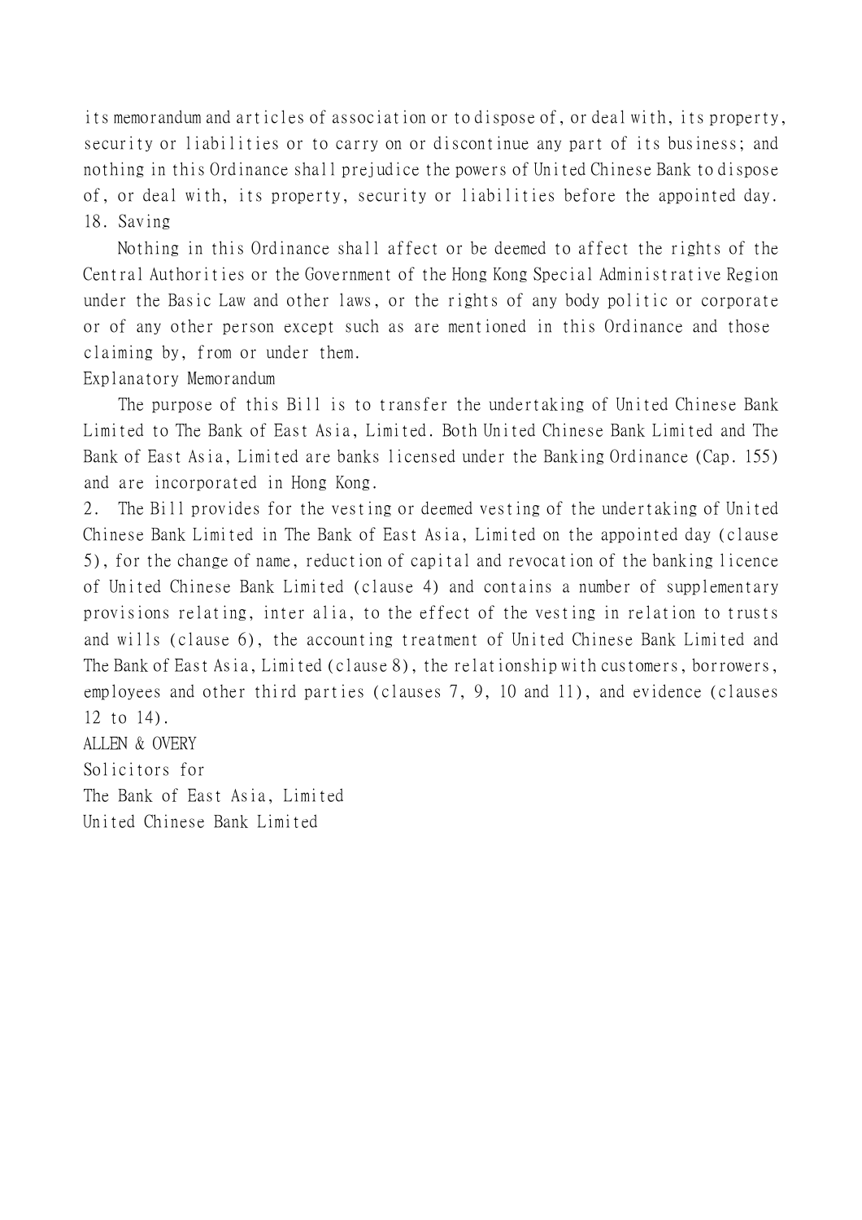its memorandum and articles of association or to dispose of, or deal with, its property, security or liabilities or to carry on or discontinue any part of its business; and nothing in this Ordinance shall prejudice the powers of United Chinese Bank to dispose of, or deal with, its property, security or liabilities before the appointed day.

18. Saving

Nothing in this Ordinance shall affect or be deemed to affect the rights of the Central Authorities or the Government of the Hong Kong Special Administrative Region under the Basic Law and other laws, or the rights of any body politic or corporate or of any other person except such as are mentioned in this Ordinance and those claiming by, from or under them.

Explanatory Memorandum

The purpose of this Bill is to transfer the undertaking of United Chinese Bank Limited to The Bank of East Asia, Limited. Both United Chinese Bank Limited and The Bank of East Asia, Limited are banks licensed under the Banking Ordinance (Cap. 155) and are incorporated in Hong Kong.

2. The Bill provides for the vesting or deemed vesting of the undertaking of United Chinese Bank Limited in The Bank of East Asia, Limited on the appointed day (clause 5), for the change of name, reduction of capital and revocation of the banking licence of United Chinese Bank Limited (clause 4) and contains a number of supplementary provisions relating, inter alia, to the effect of the vesting in relation to trusts and wills (clause 6), the accounting treatment of United Chinese Bank Limited and The Bank of East Asia, Limited (clause 8), the relationship with customers, borrowers, employees and other third parties (clauses 7, 9, 10 and 11), and evidence (clauses 12 to 14).

ALLEN & OVERY
Solicitors for
The Bank of East Asia, Limited
United Chinese Bank Limited